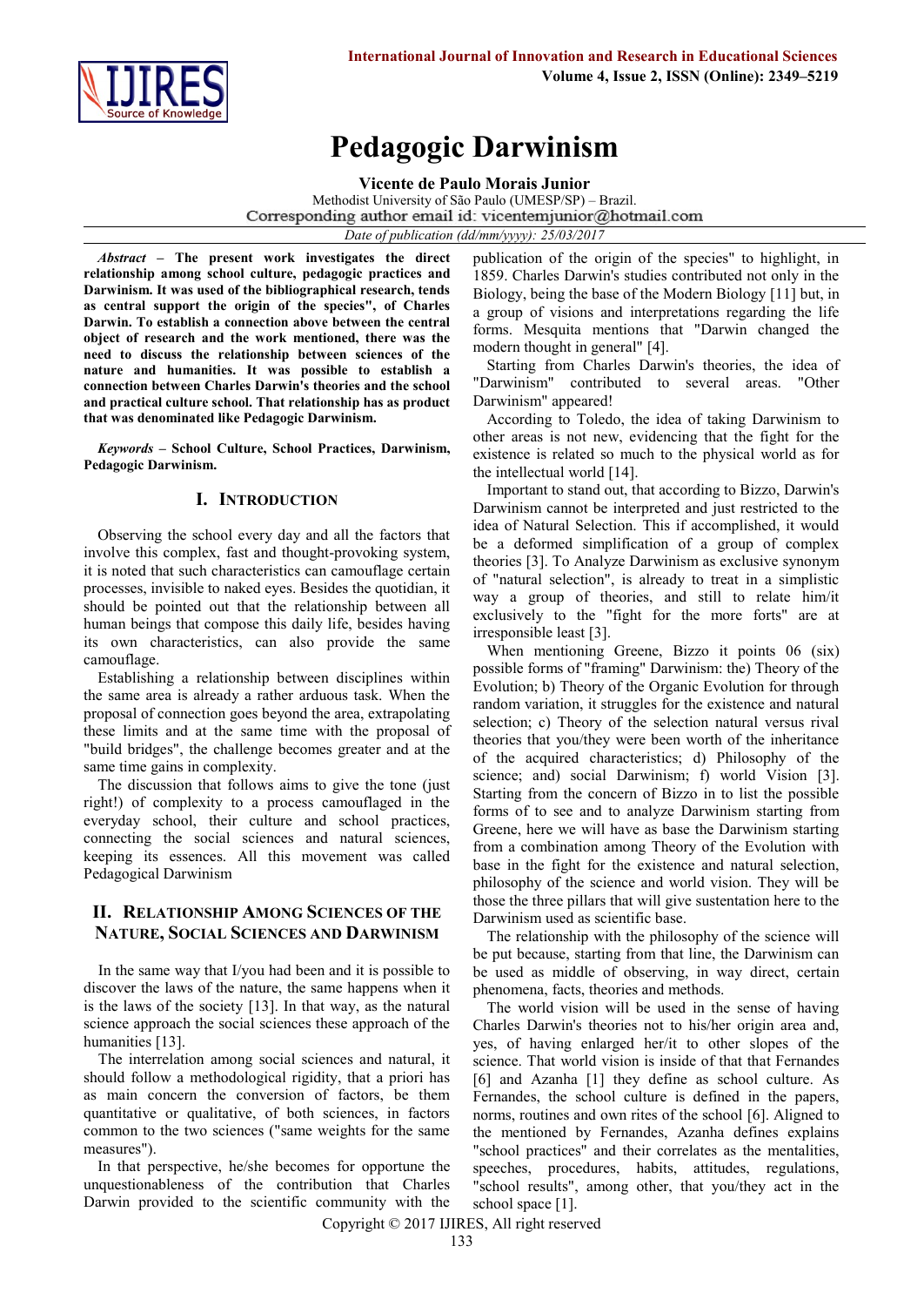# Pedagogic Darwinism

**Vicente de Paulo Morais Junior**

Methodist University of São Paulo (UMESP/SP) – Brazil.

Corresponding author email id: vicentemjunior@hotmail.com

*Date of publication (dd/mm/yyyy): 25/03/2017*

***Abstract* – The present work investigates the direct relationship among school culture, pedagogic practices and Darwinism. It was used of the bibliographical research, tends as central support the origin of the species", of Charles Darwin. To establish a connection above between the central object of research and the work mentioned, there was the need to discuss the relationship between sciences of the nature and humanities. It was possible to establish a connection between Charles Darwin's theories and the school and practical culture school. That relationship has as product that was denominated like Pedagogic Darwinism.**

***Keywords* – School Culture, School Practices, Darwinism, Pedagogic Darwinism.**

## I. Introduction

Observing the school every day and all the factors that involve this complex, fast and thought-provoking system, it is noted that such characteristics can camouflage certain processes, invisible to naked eyes. Besides the quotidian, it should be pointed out that the relationship between all human beings that compose this daily life, besides having its own characteristics, can also provide the same camouflage.

Establishing a relationship between disciplines within the same area is already a rather arduous task. When the proposal of connection goes beyond the area, extrapolating these limits and at the same time with the proposal of "build bridges", the challenge becomes greater and at the same time gains in complexity.

The discussion that follows aims to give the tone (just right!) of complexity to a process camouflaged in the everyday school, their culture and school practices, connecting the social sciences and natural sciences, keeping its essences. All this movement was called Pedagogical Darwinism

## II. Relationship Among Sciences of the Nature, Social Sciences and Darwinism

In the same way that I/you had been and it is possible to discover the laws of the nature, the same happens when it is the laws of the society [13]. In that way, as the natural science approach the social sciences these approach of the humanities [13].

The interrelation among social sciences and natural, it should follow a methodological rigidity, that a priori has as main concern the conversion of factors, be them quantitative or qualitative, of both sciences, in factors common to the two sciences ("same weights for the same measures").

In that perspective, he/she becomes for opportune the unquestionableness of the contribution that Charles Darwin provided to the scientific community with the publication of the origin of the species" to highlight, in 1859. Charles Darwin's studies contributed not only in the Biology, being the base of the Modern Biology [11] but, in a group of visions and interpretations regarding the life forms. Mesquita mentions that "Darwin changed the modern thought in general" [4].

Starting from Charles Darwin's theories, the idea of "Darwinism" contributed to several areas. "Other Darwinism" appeared!

According to Toledo, the idea of taking Darwinism to other areas is not new, evidencing that the fight for the existence is related so much to the physical world as for the intellectual world [14].

Important to stand out, that according to Bizzo, Darwin's Darwinism cannot be interpreted and just restricted to the idea of Natural Selection. This if accomplished, it would be a deformed simplification of a group of complex theories [3]. To Analyze Darwinism as exclusive synonym of "natural selection", is already to treat in a simplistic way a group of theories, and still to relate him/it exclusively to the "fight for the more forts" are at irresponsible least [3].

When mentioning Greene, Bizzo it points 06 (six) possible forms of "framing" Darwinism: the) Theory of the Evolution; b) Theory of the Organic Evolution for through random variation, it struggles for the existence and natural selection; c) Theory of the selection natural versus rival theories that you/they were been worth of the inheritance of the acquired characteristics; d) Philosophy of the science; and) social Darwinism; f) world Vision [3]. Starting from the concern of Bizzo in to list the possible forms of to see and to analyze Darwinism starting from Greene, here we will have as base the Darwinism starting from a combination among Theory of the Evolution with base in the fight for the existence and natural selection, philosophy of the science and world vision. They will be those the three pillars that will give sustentation here to the Darwinism used as scientific base.

The relationship with the philosophy of the science will be put because, starting from that line, the Darwinism can be used as middle of observing, in way direct, certain phenomena, facts, theories and methods.

The world vision will be used in the sense of having Charles Darwin's theories not to his/her origin area and, yes, of having enlarged her/it to other slopes of the science. That world vision is inside of that that Fernandes [6] and Azanha [1] they define as school culture. As Fernandes, the school culture is defined in the papers, norms, routines and own rites of the school [6]. Aligned to the mentioned by Fernandes, Azanha defines explains "school practices" and their correlates as the mentalities, speeches, procedures, habits, attitudes, regulations, "school results", among other, that you/they act in the school space [1].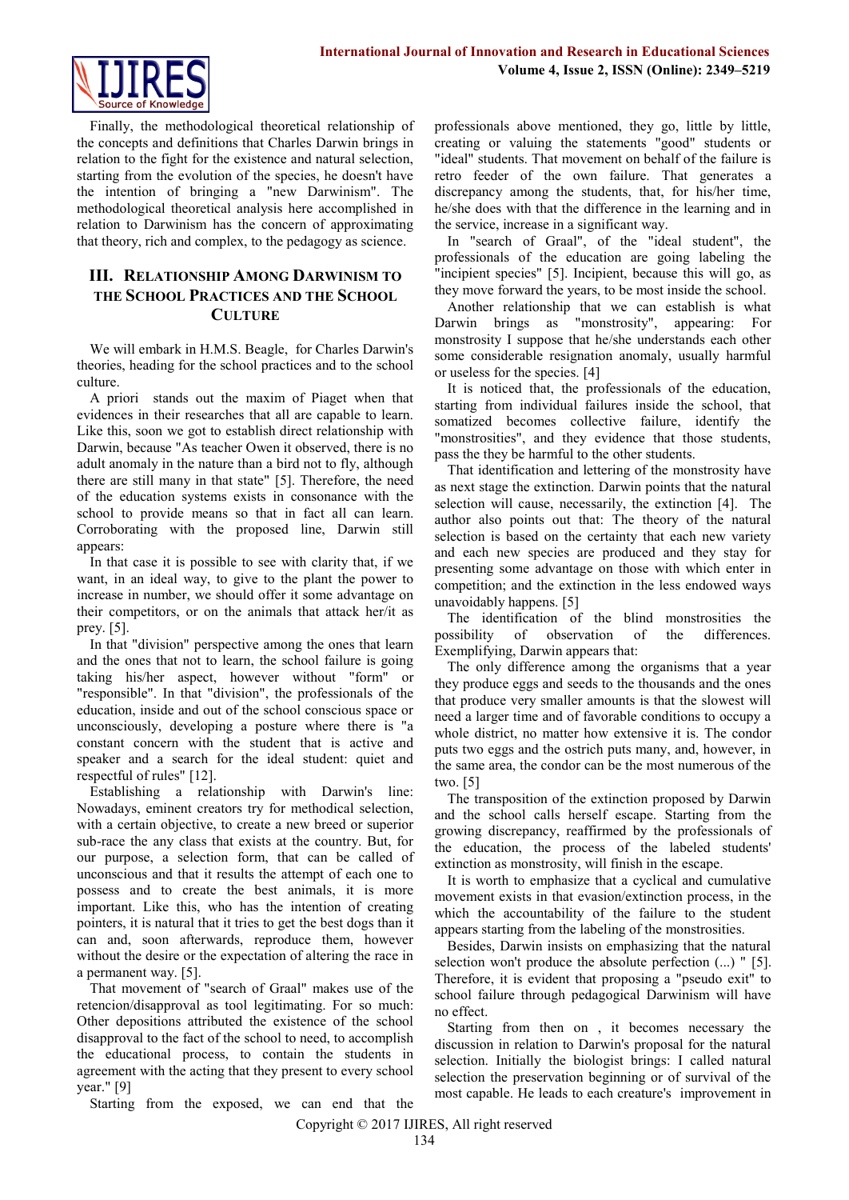Finally, the methodological theoretical relationship of the concepts and definitions that Charles Darwin brings in relation to the fight for the existence and natural selection, starting from the evolution of the species, he doesn't have the intention of bringing a "new Darwinism". The methodological theoretical analysis here accomplished in relation to Darwinism has the concern of approximating that theory, rich and complex, to the pedagogy as science.

## III. Relationship Among Darwinism to the School Practices and the School Culture

We will embark in H.M.S. Beagle, for Charles Darwin's theories, heading for the school practices and to the school culture.

A priori stands out the maxim of Piaget when that evidences in their researches that all are capable to learn. Like this, soon we got to establish direct relationship with Darwin, because "As teacher Owen it observed, there is no adult anomaly in the nature than a bird not to fly, although there are still many in that state" [5]. Therefore, the need of the education systems exists in consonance with the school to provide means so that in fact all can learn. Corroborating with the proposed line, Darwin still appears:

In that case it is possible to see with clarity that, if we want, in an ideal way, to give to the plant the power to increase in number, we should offer it some advantage on their competitors, or on the animals that attack her/it as prey. [5].

In that "division" perspective among the ones that learn and the ones that not to learn, the school failure is going taking his/her aspect, however without "form" or "responsible". In that "division", the professionals of the education, inside and out of the school conscious space or unconsciously, developing a posture where there is "a constant concern with the student that is active and speaker and a search for the ideal student: quiet and respectful of rules" [12].

Establishing a relationship with Darwin's line: Nowadays, eminent creators try for methodical selection, with a certain objective, to create a new breed or superior sub-race the any class that exists at the country. But, for our purpose, a selection form, that can be called of unconscious and that it results the attempt of each one to possess and to create the best animals, it is more important. Like this, who has the intention of creating pointers, it is natural that it tries to get the best dogs than it can and, soon afterwards, reproduce them, however without the desire or the expectation of altering the race in a permanent way. [5].

That movement of "search of Graal" makes use of the retencion/disapproval as tool legitimating. For so much: Other depositions attributed the existence of the school disapproval to the fact of the school to need, to accomplish the educational process, to contain the students in agreement with the acting that they present to every school year." [9]

Starting from the exposed, we can end that the professionals above mentioned, they go, little by little, creating or valuing the statements "good" students or "ideal" students. That movement on behalf of the failure is retro feeder of the own failure. That generates a discrepancy among the students, that, for his/her time, he/she does with that the difference in the learning and in the service, increase in a significant way.

In "search of Graal", of the "ideal student", the professionals of the education are going labeling the "incipient species" [5]. Incipient, because this will go, as they move forward the years, to be most inside the school.

Another relationship that we can establish is what Darwin brings as "monstrosity", appearing: For monstrosity I suppose that he/she understands each other some considerable resignation anomaly, usually harmful or useless for the species. [4]

It is noticed that, the professionals of the education, starting from individual failures inside the school, that somatized becomes collective failure, identify the "monstrosities", and they evidence that those students, pass the they be harmful to the other students.

That identification and lettering of the monstrosity have as next stage the extinction. Darwin points that the natural selection will cause, necessarily, the extinction [4]. The author also points out that: The theory of the natural selection is based on the certainty that each new variety and each new species are produced and they stay for presenting some advantage on those with which enter in competition; and the extinction in the less endowed ways unavoidably happens. [5]

The identification of the blind monstrosities the possibility of observation of the differences. Exemplifying, Darwin appears that:

The only difference among the organisms that a year they produce eggs and seeds to the thousands and the ones that produce very smaller amounts is that the slowest will need a larger time and of favorable conditions to occupy a whole district, no matter how extensive it is. The condor puts two eggs and the ostrich puts many, and, however, in the same area, the condor can be the most numerous of the two. [5]

The transposition of the extinction proposed by Darwin and the school calls herself escape. Starting from the growing discrepancy, reaffirmed by the professionals of the education, the process of the labeled students' extinction as monstrosity, will finish in the escape.

It is worth to emphasize that a cyclical and cumulative movement exists in that evasion/extinction process, in the which the accountability of the failure to the student appears starting from the labeling of the monstrosities.

Besides, Darwin insists on emphasizing that the natural selection won't produce the absolute perfection (...) " [5]. Therefore, it is evident that proposing a "pseudo exit" to school failure through pedagogical Darwinism will have no effect.

Starting from then on , it becomes necessary the discussion in relation to Darwin's proposal for the natural selection. Initially the biologist brings: I called natural selection the preservation beginning or of survival of the most capable. He leads to each creature's improvement in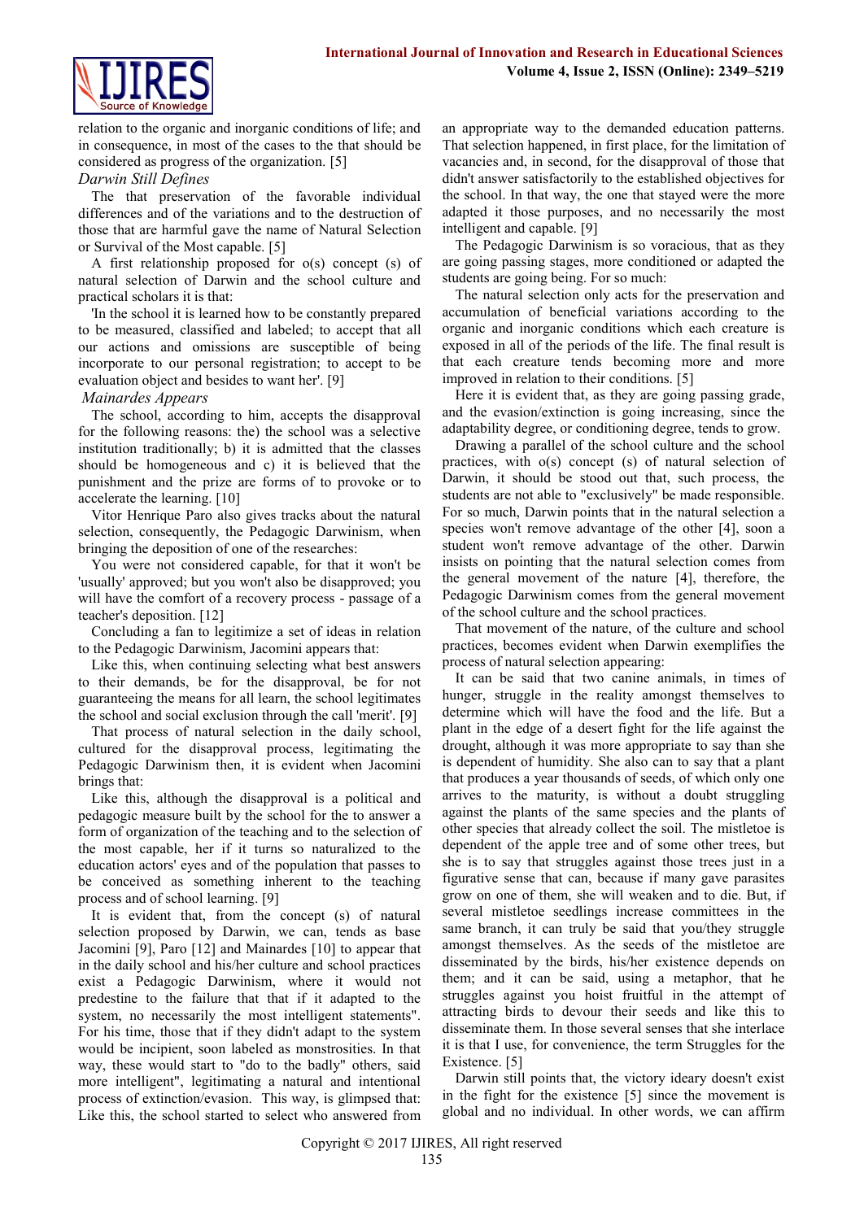relation to the organic and inorganic conditions of life; and in consequence, in most of the cases to the that should be considered as progress of the organization. [5]

*Darwin Still Defines*

The that preservation of the favorable individual differences and of the variations and to the destruction of those that are harmful gave the name of Natural Selection or Survival of the Most capable. [5]

A first relationship proposed for o(s) concept (s) of natural selection of Darwin and the school culture and practical scholars it is that:

'In the school it is learned how to be constantly prepared to be measured, classified and labeled; to accept that all our actions and omissions are susceptible of being incorporate to our personal registration; to accept to be evaluation object and besides to want her'. [9]

*Mainardes Appears*

The school, according to him, accepts the disapproval for the following reasons: the) the school was a selective institution traditionally; b) it is admitted that the classes should be homogeneous and c) it is believed that the punishment and the prize are forms of to provoke or to accelerate the learning. [10]

Vitor Henrique Paro also gives tracks about the natural selection, consequently, the Pedagogic Darwinism, when bringing the deposition of one of the researches:

You were not considered capable, for that it won't be 'usually' approved; but you won't also be disapproved; you will have the comfort of a recovery process - passage of a teacher's deposition. [12]

Concluding a fan to legitimize a set of ideas in relation to the Pedagogic Darwinism, Jacomini appears that:

Like this, when continuing selecting what best answers to their demands, be for the disapproval, be for not guaranteeing the means for all learn, the school legitimates the school and social exclusion through the call 'merit'. [9]

That process of natural selection in the daily school, cultured for the disapproval process, legitimating the Pedagogic Darwinism then, it is evident when Jacomini brings that:

Like this, although the disapproval is a political and pedagogic measure built by the school for the to answer a form of organization of the teaching and to the selection of the most capable, her if it turns so naturalized to the education actors' eyes and of the population that passes to be conceived as something inherent to the teaching process and of school learning. [9]

It is evident that, the concept (s) of natural selection proposed by Darwin, we can, tends as base Jacomini [9], Paro [12] and Mainardes [10] to appear that in the daily school and his/her culture and school practices exist a Pedagogic Darwinism, where it would not predestine to the failure that that if it adapted to the system, no necessarily the most intelligent statements". For his time, those that if they didn't adapt to the system would be incipient, soon labeled as monstrosities. In that way, these would start to "do to the badly" others, said more intelligent", legitimating a natural and intentional process of extinction/evasion. This way, is glimpsed that: Like this, the school started to select who answered from an appropriate way to the demanded education patterns. That selection happened, in first place, for the limitation of vacancies and, in second, for the disapproval of those that didn't answer satisfactorily to the established objectives for the school. In that way, the one that stayed were the more adapted it those purposes, and no necessarily the most intelligent and capable. [9]

The Pedagogic Darwinism is so voracious, that as they are going passing stages, more conditioned or adapted the students are going being. For so much:

The natural selection only acts for the preservation and accumulation of beneficial variations according to the organic and inorganic conditions which each creature is exposed in all of the periods of the life. The final result is that each creature tends becoming more and more improved in relation to their conditions. [5]

Here it is evident that, as they are going passing grade, and the evasion/extinction is going increasing, since the adaptability degree, or conditioning degree, tends to grow.

Drawing a parallel of the school culture and the school practices, with o(s) concept (s) of natural selection of Darwin, it should be stood out that, such process, the students are not able to "exclusively" be made responsible. For so much, Darwin points that in the natural selection a species won't remove advantage of the other [4], soon a student won't remove advantage of the other. Darwin insists on pointing that the natural selection comes from the general movement of the nature [4], therefore, the Pedagogic Darwinism comes from the general movement of the school culture and the school practices.

That movement of the nature, of the culture and school practices, becomes evident when Darwin exemplifies the process of natural selection appearing:

It can be said that two canine animals, in times of hunger, struggle in the reality amongst themselves to determine which will have the food and the life. But a plant in the edge of a desert fight for the life against the drought, although it was more appropriate to say than she is dependent of humidity. She also can to say that a plant that produces a year thousands of seeds, of which only one arrives to the maturity, is without a doubt struggling against the plants of the same species and the plants of other species that already collect the soil. The mistletoe is dependent of the apple tree and of some other trees, but she is to say that struggles against those trees just in a figurative sense that can, because if many gave parasites grow on one of them, she will weaken and to die. But, if several mistletoe seedlings increase committees in the same branch, it can truly be said that you/they struggle amongst themselves. As the seeds of the mistletoe are disseminated by the birds, his/her existence depends on them; and it can be said, using a metaphor, that he struggles against you hoist fruitful in the attempt of attracting birds to devour their seeds and like this to disseminate them. In those several senses that she interlace it is that I use, for convenience, the term Struggles for the Existence. [5]

Darwin still points that, the victory ideary doesn't exist in the fight for the existence [5] since the movement is global and no individual. In other words, we can affirm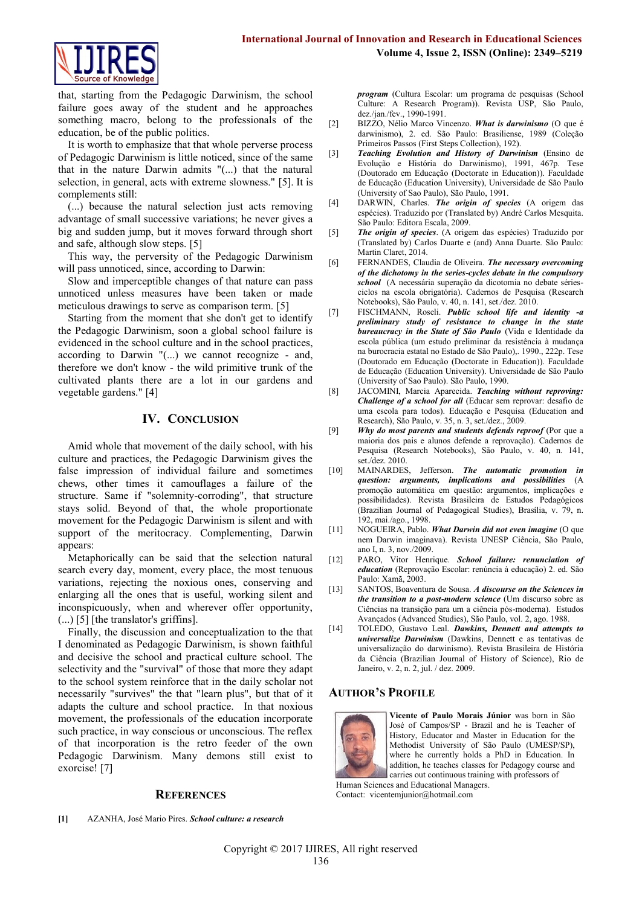that, starting from the Pedagogic Darwinism, the school failure goes away of the student and he approaches something macro, belong to the professionals of the education, be of the public politics.

It is worth to emphasize that that whole perverse process of Pedagogic Darwinism is little noticed, since of the same that in the nature Darwin admits "(...) that the natural selection, in general, acts with extreme slowness." [5]. It is complements still:

(...) because the natural selection just acts removing advantage of small successive variations; he never gives a big and sudden jump, but it moves forward through short and safe, although slow steps. [5]

This way, the perversity of the Pedagogic Darwinism will pass unnoticed, since, according to Darwin:

Slow and imperceptible changes of that nature can pass unnoticed unless measures have been taken or made meticulous drawings to serve as comparison term. [5]

Starting from the moment that she don't get to identify the Pedagogic Darwinism, soon a global school failure is evidenced in the school culture and in the school practices, according to Darwin "(...) we cannot recognize - and, therefore we don't know - the wild primitive trunk of the cultivated plants there are a lot in our gardens and vegetable gardens." [4]

## IV. Conclusion

Amid whole that movement of the daily school, with his culture and practices, the Pedagogic Darwinism gives the false impression of individual failure and sometimes chews, other times it camouflages a failure of the structure. Same if "solemnity-corroding", that structure stays solid. Beyond of that, the whole proportionate movement for the Pedagogic Darwinism is silent and with support of the meritocracy. Complementing, Darwin appears:

Metaphorically can be said that the selection natural search every day, moment, every place, the most tenuous variations, rejecting the noxious ones, conserving and enlarging all the ones that is useful, working silent and inconspicuously, when and wherever offer opportunity, (...) [5] [the translator's griffins].

Finally, the discussion and conceptualization to the that I denominated as Pedagogic Darwinism, is shown faithful and decisive the school and practical culture school. The selectivity and the "survival" of those that more they adapt to the school system reinforce that in the daily scholar not necessarily "survives" the that "learn plus", but that of it adapts the culture and school practice. In that noxious movement, the professionals of the education incorporate such practice, in way conscious or unconscious. The reflex of that incorporation is the retro feeder of the own Pedagogic Darwinism. Many demons still exist to exorcise! [7]

## References

[1] AZANHA, José Mario Pires. ***School culture: a research program*** (Cultura Escolar: um programa de pesquisas (School Culture: A Research Program)). Revista USP, São Paulo, dez./jan./fev., 1990-1991.

[2] BIZZO, Nélio Marco Vincenzo. ***What is darwinismo*** (O que é darwinismo), 2. ed. São Paulo: Brasiliense, 1989 (Coleção Primeiros Passos (First Steps Collection), 192).

[3] ***Teaching Evolution and History of Darwinism*** (Ensino de Evolução e História do Darwinismo), 1991, 467p. Tese (Doutorado em Educação (Doctorate in Education)). Faculdade de Educação (Education University), Universidade de São Paulo (University of Sao Paulo), São Paulo, 1991.

[4] DARWIN, Charles. ***The origin of species*** (A origem das espécies). Traduzido por (Translated by) André Carlos Mesquita. São Paulo: Editora Escala, 2009.

[5] ***The origin of species***. (A origem das espécies) Traduzido por (Translated by) Carlos Duarte e (and) Anna Duarte. São Paulo: Martin Claret, 2014.

[6] FERNANDES, Claudia de Oliveira. ***The necessary overcoming of the dichotomy in the series-cycles debate in the compulsory school*** (A necessária superação da dicotomia no debate séries-ciclos na escola obrigatória). Cadernos de Pesquisa (Research Notebooks), São Paulo, v. 40, n. 141, set./dez. 2010.

[7] FISCHMANN, Roseli. ***Public school life and identity -a preliminary study of resistance to change in the state bureaucracy in the State of São Paulo*** (Vida e Identidade da escola pública (um estudo preliminar da resistência à mudança na burocracia estatal no Estado de São Paulo),. 1990., 222p. Tese (Doutorado em Educação (Doctorate in Education)). Faculdade de Educação (Education University). Universidade de São Paulo (University of Sao Paulo). São Paulo, 1990.

[8] JACOMINI, Marcia Aparecida. ***Teaching without reproving: Challenge of a school for all*** (Educar sem reprovar: desafio de uma escola para todos). Educação e Pesquisa (Education and Research), São Paulo, v. 35, n. 3, set./dez., 2009.

[9] ***Why do most parents and students defends reproof*** (Por que a maioria dos pais e alunos defende a reprovação). Cadernos de Pesquisa (Research Notebooks), São Paulo, v. 40, n. 141, set./dez. 2010.

[10] MAINARDES, Jefferson. ***The automatic promotion in question: arguments, implications and possibilities*** (A promoção automática em questão: argumentos, implicações e possibilidades). Revista Brasileira de Estudos Pedagógicos (Brazilian Journal of Pedagogical Studies), Brasília, v. 79, n. 192, mai./ago., 1998.

[11] NOGUEIRA, Pablo. ***What Darwin did not even imagine*** (O que nem Darwin imaginava). Revista UNESP Ciência, São Paulo, ano I, n. 3, nov./2009.

[12] PARO, Vitor Henrique. ***School failure: renunciation of education*** (Reprovação Escolar: renúncia à educação) 2. ed. São Paulo: Xamã, 2003.

[13] SANTOS, Boaventura de Sousa. ***A discourse on the Sciences in the transition to a post-modern science*** (Um discurso sobre as Ciências na transição para um a ciência pós-moderna). Estudos Avançados (Advanced Studies), São Paulo, vol. 2, ago. 1988.

[14] TOLEDO, Gustavo Leal. ***Dawkins, Dennett and attempts to universalize Darwinism*** (Dawkins, Dennett e as tentativas de universalização do darwinismo). Revista Brasileira de História da Ciência (Brazilian Journal of History of Science), Rio de Janeiro, v. 2, n. 2, jul. / dez. 2009.

## Author's Profile

**Vicente of Paulo Morais Júnior** was born in São José of Campos/SP - Brazil and he is Teacher of History, Educator and Master in Education for the Methodist University of São Paulo (UMESP/SP), where he currently holds a PhD in Education. In addition, he teaches classes for Pedagogy course and carries out continuous training with professors of Human Sciences and Educational Managers.
Contact: vicentemjunior@hotmail.com